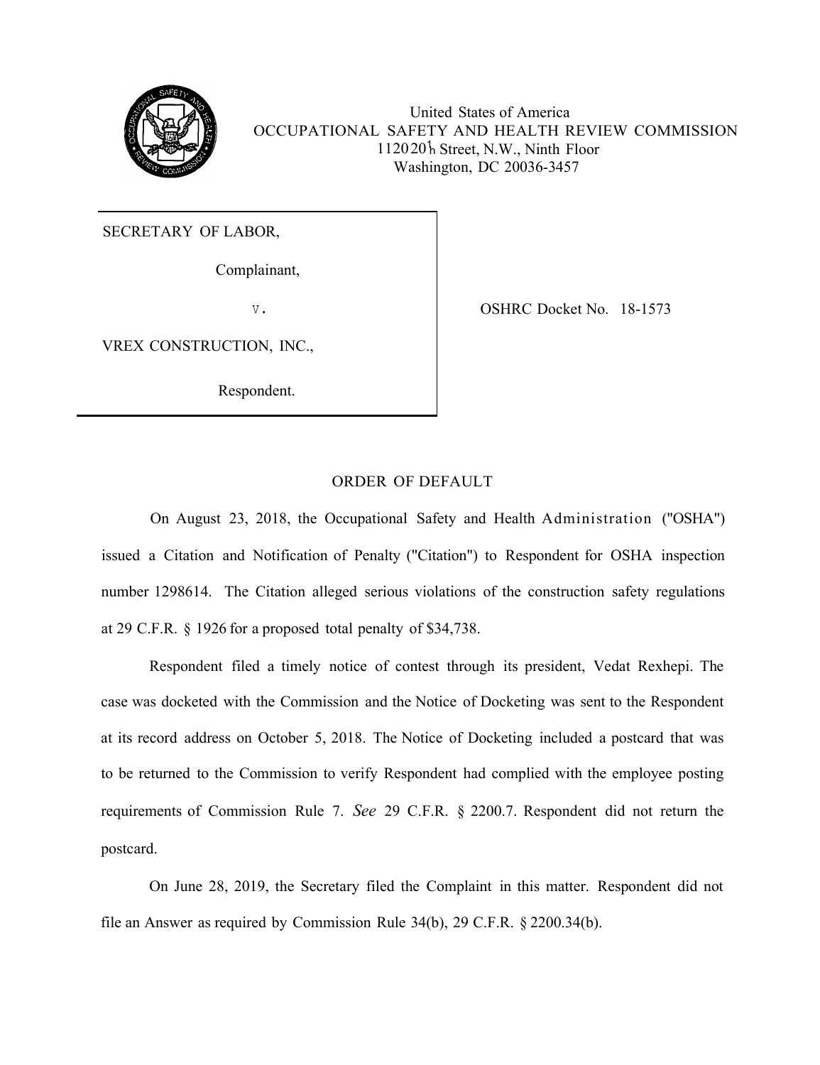United States of America
OCCUPATIONAL SAFETY AND HEALTH REVIEW COMMISSION
1120 20th Street, N.W., Ninth Floor
Washington, DC 20036-3457

| |
|---|
| SECRETARY OF LABOR, |
| Complainant, |
| v. |
| VREX CONSTRUCTION, INC., |
| Respondent. |

OSHRC Docket No. 18-1573

## ORDER OF DEFAULT

On August 23, 2018, the Occupational Safety and Health Administration ("OSHA") issued a Citation and Notification of Penalty ("Citation") to Respondent for OSHA inspection number 1298614. The Citation alleged serious violations of the construction safety regulations at 29 C.F.R. § 1926 for a proposed total penalty of $34,738.

Respondent filed a timely notice of contest through its president, Vedat Rexhepi. The case was docketed with the Commission and the Notice of Docketing was sent to the Respondent at its record address on October 5, 2018. The Notice of Docketing included a postcard that was to be returned to the Commission to verify Respondent had complied with the employee posting requirements of Commission Rule 7. *See* 29 C.F.R. § 2200.7. Respondent did not return the postcard.

On June 28, 2019, the Secretary filed the Complaint in this matter. Respondent did not file an Answer as required by Commission Rule 34(b), 29 C.F.R. § 2200.34(b).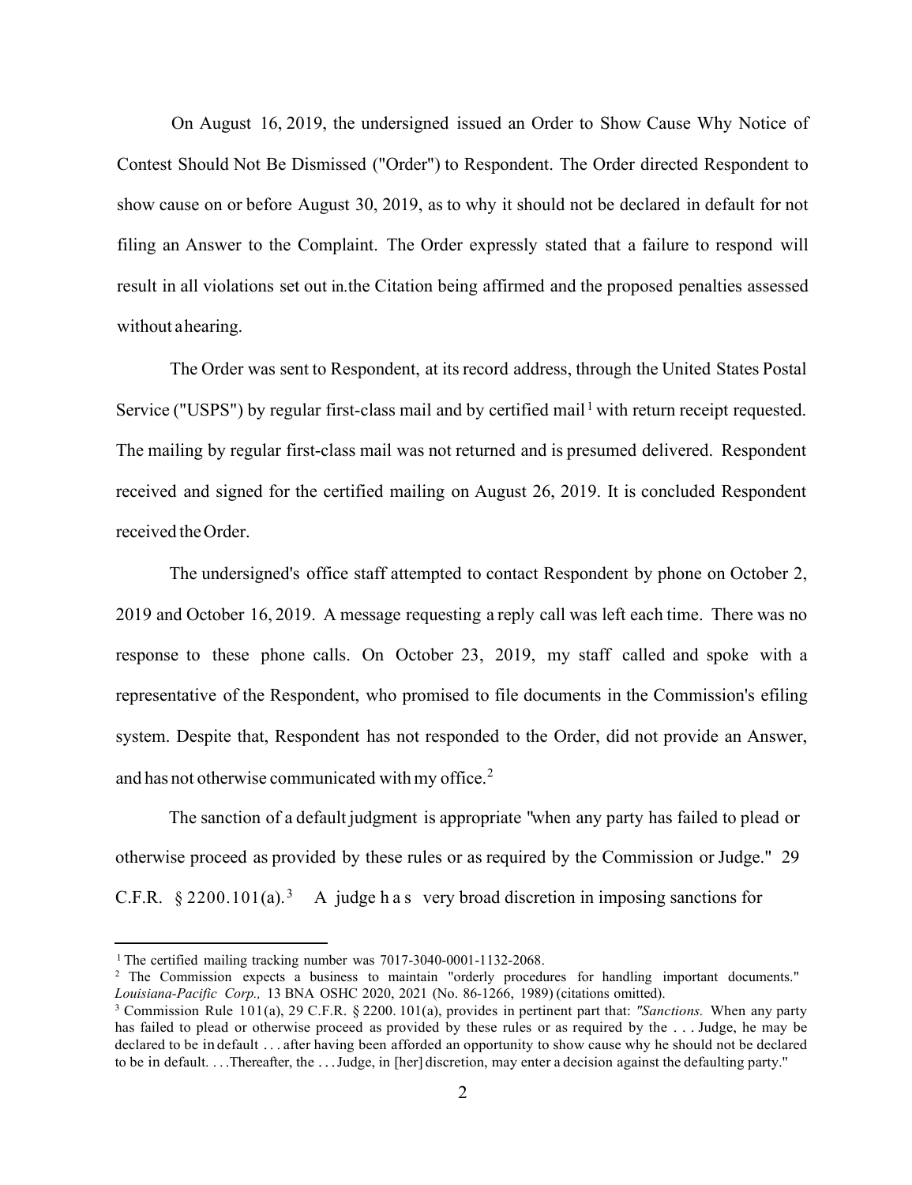On August 16, 2019, the undersigned issued an Order to Show Cause Why Notice of Contest Should Not Be Dismissed ("Order") to Respondent. The Order directed Respondent to show cause on or before August 30, 2019, as to why it should not be declared in default for not filing an Answer to the Complaint. The Order expressly stated that a failure to respond will result in all violations set out in the Citation being affirmed and the proposed penalties assessed without a hearing.

The Order was sent to Respondent, at its record address, through the United States Postal Service ("USPS") by regular first-class mail and by certified mail[1] with return receipt requested. The mailing by regular first-class mail was not returned and is presumed delivered. Respondent received and signed for the certified mailing on August 26, 2019. It is concluded Respondent received the Order.

The undersigned's office staff attempted to contact Respondent by phone on October 2, 2019 and October 16, 2019. A message requesting a reply call was left each time. There was no response to these phone calls. On October 23, 2019, my staff called and spoke with a representative of the Respondent, who promised to file documents in the Commission's efiling system. Despite that, Respondent has not responded to the Order, did not provide an Answer, and has not otherwise communicated with my office.[2]

The sanction of a default judgment is appropriate "when any party has failed to plead or otherwise proceed as provided by these rules or as required by the Commission or Judge." 29 C.F.R. § 2200.101(a).[3] A judge has very broad discretion in imposing sanctions for

---

[1] The certified mailing tracking number was 7017-3040-0001-1132-2068.

[2] The Commission expects a business to maintain "orderly procedures for handling important documents." *Louisiana-Pacific Corp.,* 13 BNA OSHC 2020, 2021 (No. 86-1266, 1989) (citations omitted).

[3] Commission Rule 101(a), 29 C.F.R. § 2200. 101(a), provides in pertinent part that: *"Sanctions.* When any party has failed to plead or otherwise proceed as provided by these rules or as required by the . . . Judge, he may be declared to be in default . . . after having been afforded an opportunity to show cause why he should not be declared to be in default. . . .Thereafter, the . . . Judge, in [her] discretion, may enter a decision against the defaulting party."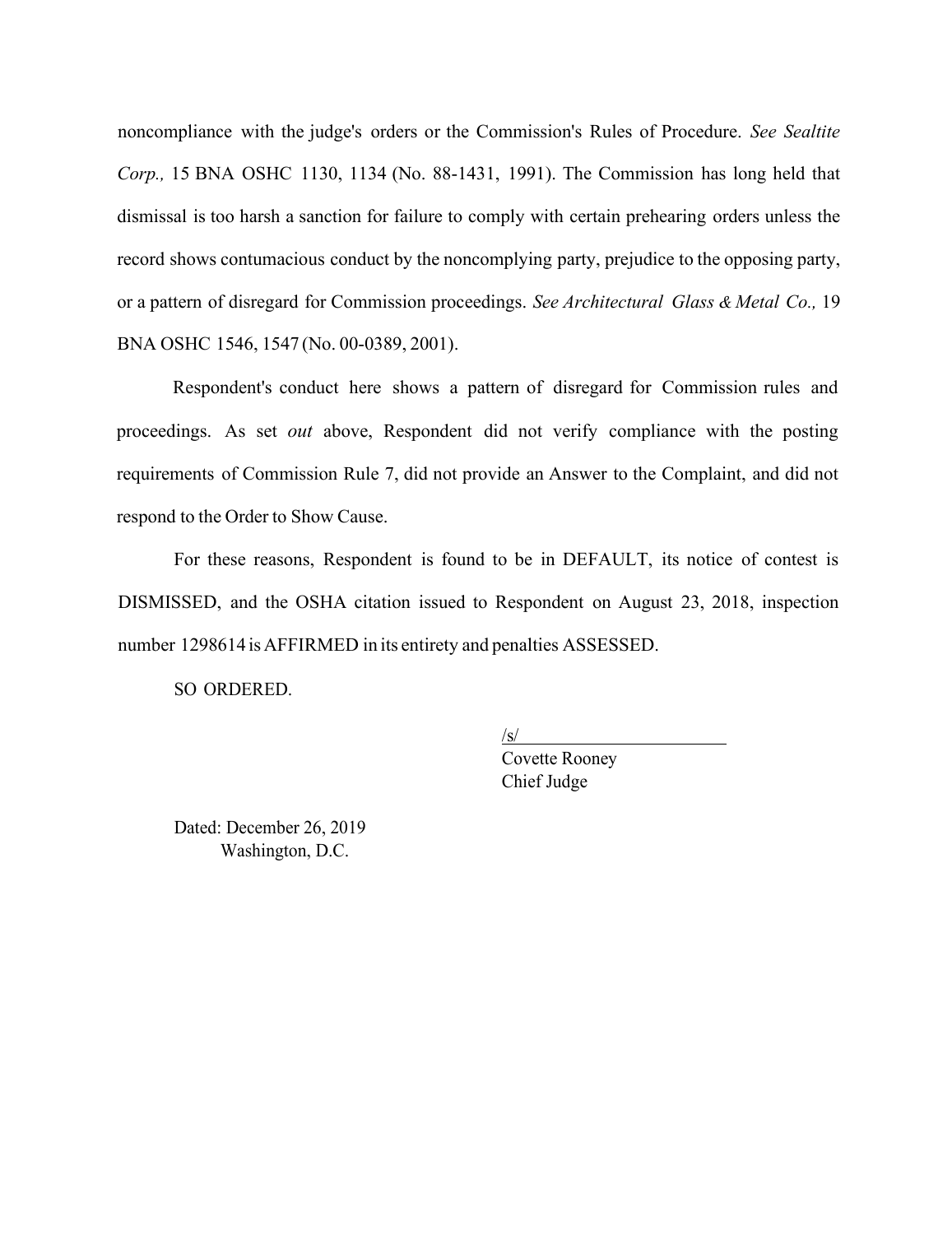noncompliance with the judge's orders or the Commission's Rules of Procedure. *See Sealtite Corp.,* 15 BNA OSHC 1130, 1134 (No. 88-1431, 1991). The Commission has long held that dismissal is too harsh a sanction for failure to comply with certain prehearing orders unless the record shows contumacious conduct by the noncomplying party, prejudice to the opposing party, or a pattern of disregard for Commission proceedings. *See Architectural Glass & Metal Co.,* 19 BNA OSHC 1546, 1547 (No. 00-0389, 2001).

Respondent's conduct here shows a pattern of disregard for Commission rules and proceedings. As set *out* above, Respondent did not verify compliance with the posting requirements of Commission Rule 7, did not provide an Answer to the Complaint, and did not respond to the Order to Show Cause.

For these reasons, Respondent is found to be in DEFAULT, its notice of contest is DISMISSED, and the OSHA citation issued to Respondent on August 23, 2018, inspection number 1298614 is AFFIRMED in its entirety and penalties ASSESSED.

SO ORDERED.

/s/
Covette Rooney
Chief Judge

Dated: December 26, 2019
Washington, D.C.